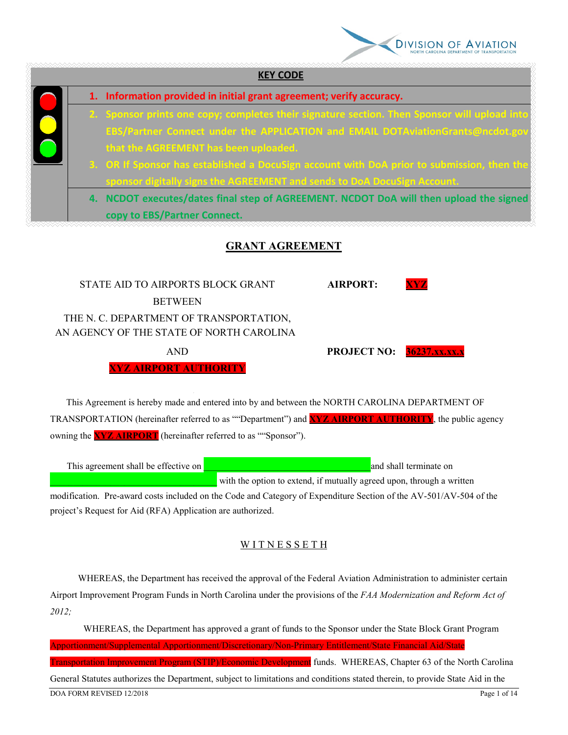DIVISION OF AVIATION
NORTH CAROLINA DEPARTMENT OF TRANSPORTATION

**KEY CODE**

1. **Information provided in initial grant agreement; verify accuracy.**
2. **Sponsor prints one copy; completes their signature section. Then Sponsor will upload into EBS/Partner Connect under the APPLICATION and EMAIL DOTAviationGrants@ncdot.gov that the AGREEMENT has been uploaded.**
3. **OR If Sponsor has established a DocuSign account with DoA prior to submission, then the sponsor digitally signs the AGREEMENT and sends to DoA DocuSign Account.**
4. **NCDOT executes/dates final step of AGREEMENT. NCDOT DoA will then upload the signed copy to EBS/Partner Connect.**

# GRANT AGREEMENT

STATE AID TO AIRPORTS BLOCK GRANT
BETWEEN
THE N. C. DEPARTMENT OF TRANSPORTATION,
AN AGENCY OF THE STATE OF NORTH CAROLINA
AND
XYZ AIRPORT AUTHORITY

**AIRPORT:** XYZ

**PROJECT NO:** 36237.xx.xx.x

This Agreement is hereby made and entered into by and between the NORTH CAROLINA DEPARTMENT OF TRANSPORTATION (hereinafter referred to as ""Department") and XYZ AIRPORT AUTHORITY, the public agency owning the XYZ AIRPORT (hereinafter referred to as ""Sponsor").

This agreement shall be effective on ______________________________ and shall terminate on ______________________________ with the option to extend, if mutually agreed upon, through a written modification. Pre-award costs included on the Code and Category of Expenditure Section of the AV-501/AV-504 of the project's Request for Aid (RFA) Application are authorized.

W I T N E S S E T H

WHEREAS, the Department has received the approval of the Federal Aviation Administration to administer certain Airport Improvement Program Funds in North Carolina under the provisions of the *FAA Modernization and Reform Act of 2012;*

WHEREAS, the Department has approved a grant of funds to the Sponsor under the State Block Grant Program Apportionment/Supplemental Apportionment/Discretionary/Non-Primary Entitlement/State Financial Aid/State Transportation Improvement Program (STIP)/Economic Development funds. WHEREAS, Chapter 63 of the North Carolina General Statutes authorizes the Department, subject to limitations and conditions stated therein, to provide State Aid in the

DOA FORM REVISED 12/2018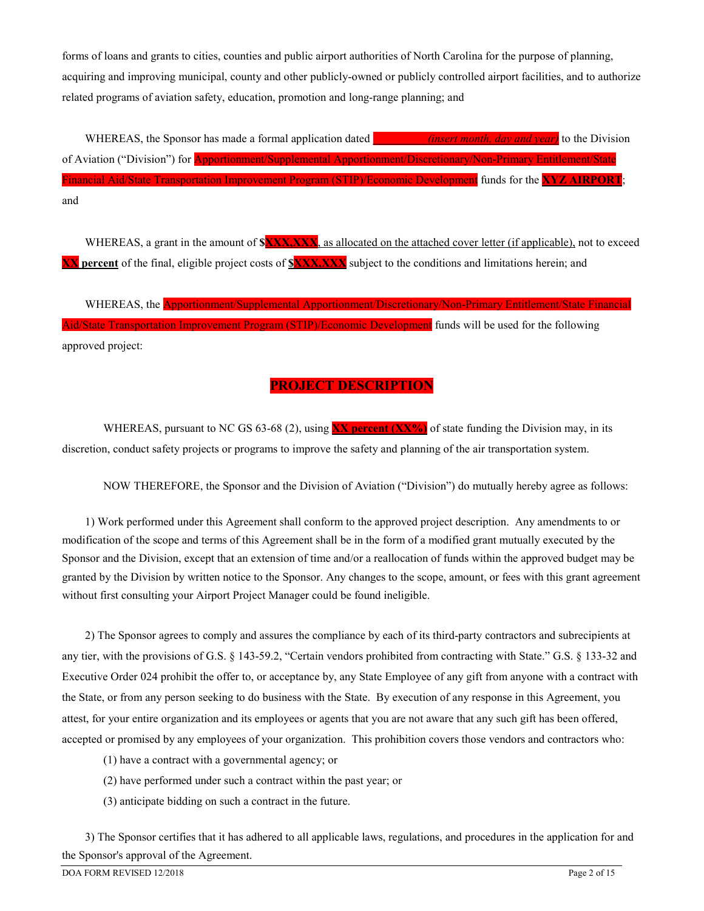forms of loans and grants to cities, counties and public airport authorities of North Carolina for the purpose of planning, acquiring and improving municipal, county and other publicly-owned or publicly controlled airport facilities, and to authorize related programs of aviation safety, education, promotion and long-range planning; and

WHEREAS, the Sponsor has made a formal application dated _________ *(insert month, day and year)* to the Division of Aviation ("Division") for Apportionment/Supplemental Apportionment/Discretionary/Non-Primary Entitlement/State Financial Aid/State Transportation Improvement Program (STIP)/Economic Development funds for the **XYZ AIRPORT**; and

WHEREAS, a grant in the amount of **$XXX,XXX**, as allocated on the attached cover letter (if applicable), not to exceed **XX percent** of the final, eligible project costs of **$XXX,XXX** subject to the conditions and limitations herein; and

WHEREAS, the Apportionment/Supplemental Apportionment/Discretionary/Non-Primary Entitlement/State Financial Aid/State Transportation Improvement Program (STIP)/Economic Development funds will be used for the following approved project:

**PROJECT DESCRIPTION**

WHEREAS, pursuant to NC GS 63-68 (2), using **XX percent (XX%)** of state funding the Division may, in its discretion, conduct safety projects or programs to improve the safety and planning of the air transportation system.

NOW THEREFORE, the Sponsor and the Division of Aviation ("Division") do mutually hereby agree as follows:

1) Work performed under this Agreement shall conform to the approved project description. Any amendments to or modification of the scope and terms of this Agreement shall be in the form of a modified grant mutually executed by the Sponsor and the Division, except that an extension of time and/or a reallocation of funds within the approved budget may be granted by the Division by written notice to the Sponsor. Any changes to the scope, amount, or fees with this grant agreement without first consulting your Airport Project Manager could be found ineligible.

2) The Sponsor agrees to comply and assures the compliance by each of its third-party contractors and subrecipients at any tier, with the provisions of G.S. § 143-59.2, "Certain vendors prohibited from contracting with State." G.S. § 133-32 and Executive Order 024 prohibit the offer to, or acceptance by, any State Employee of any gift from anyone with a contract with the State, or from any person seeking to do business with the State. By execution of any response in this Agreement, you attest, for your entire organization and its employees or agents that you are not aware that any such gift has been offered, accepted or promised by any employees of your organization. This prohibition covers those vendors and contractors who:

(1) have a contract with a governmental agency; or

(2) have performed under such a contract within the past year; or

(3) anticipate bidding on such a contract in the future.

3) The Sponsor certifies that it has adhered to all applicable laws, regulations, and procedures in the application for and the Sponsor's approval of the Agreement.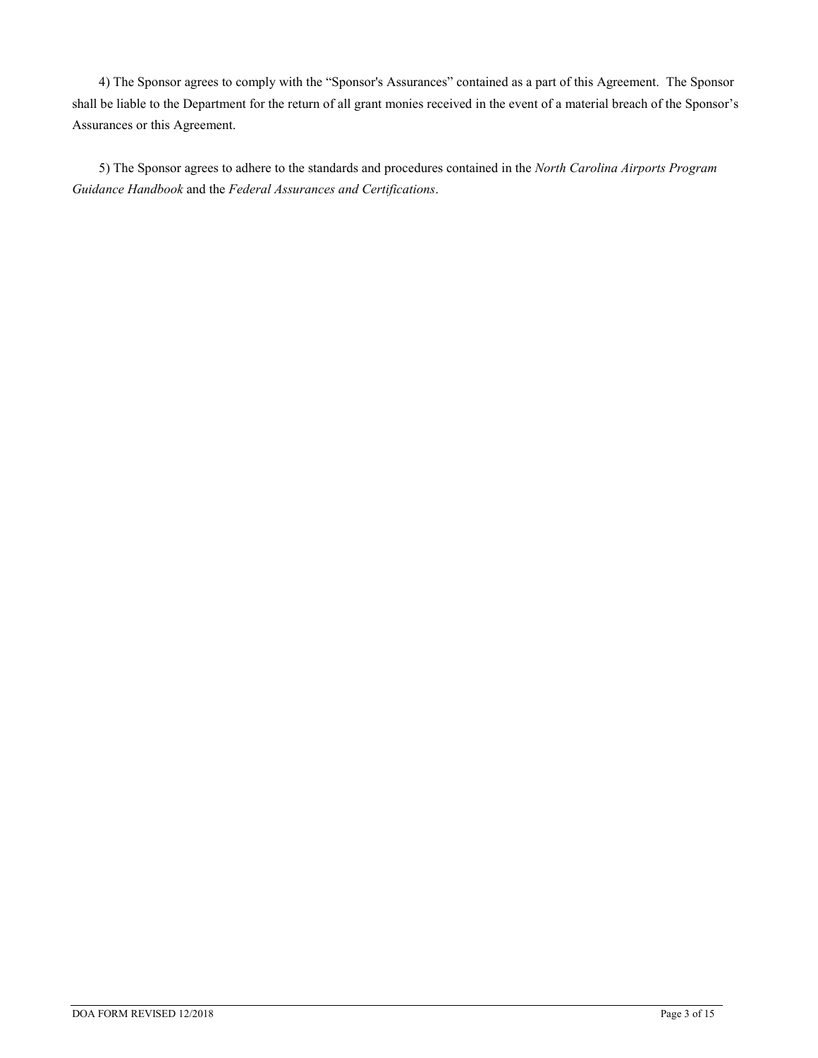4) The Sponsor agrees to comply with the “Sponsor's Assurances” contained as a part of this Agreement. The Sponsor shall be liable to the Department for the return of all grant monies received in the event of a material breach of the Sponsor’s Assurances or this Agreement.

5) The Sponsor agrees to adhere to the standards and procedures contained in the *North Carolina Airports Program Guidance Handbook* and the *Federal Assurances and Certifications*.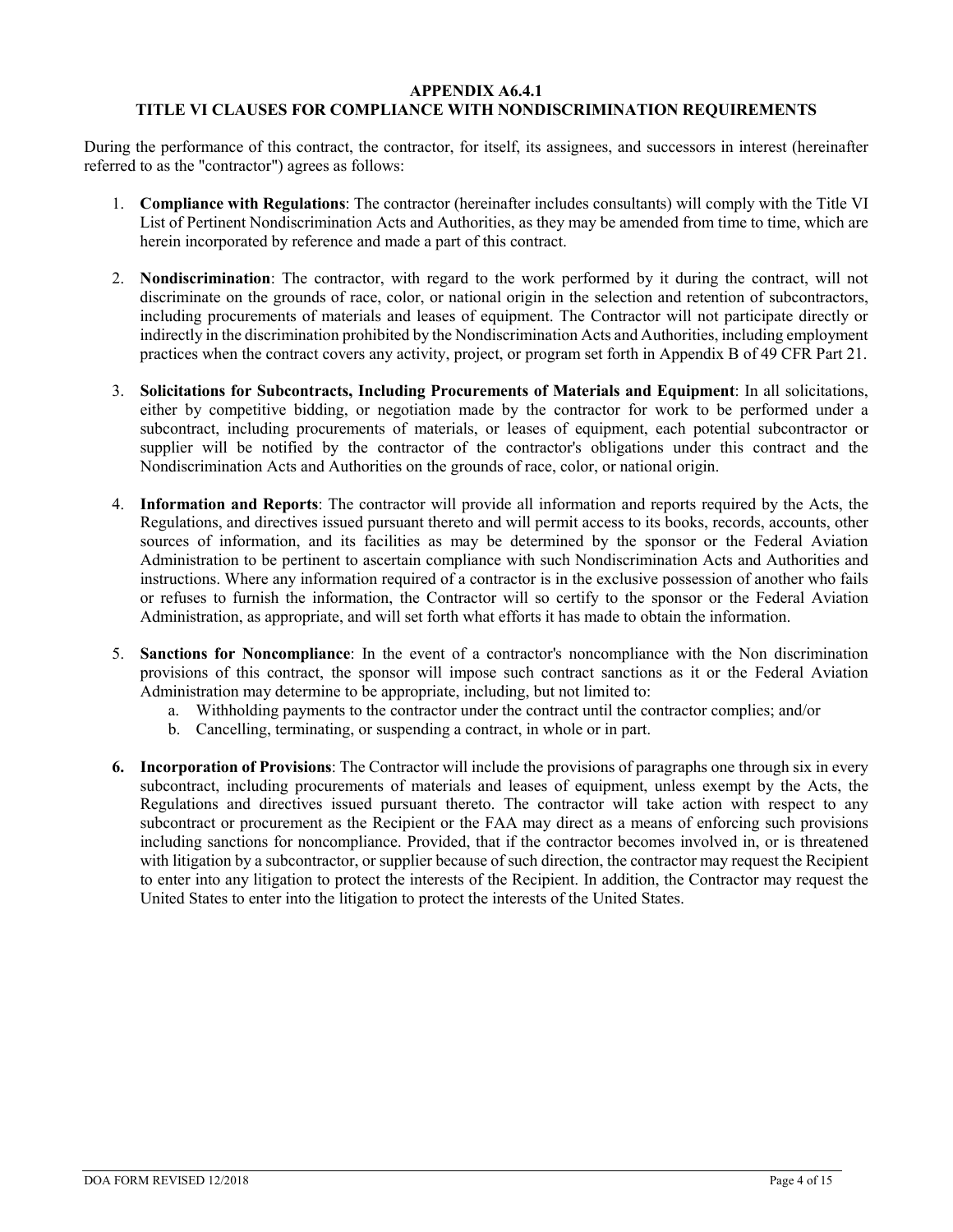# APPENDIX A6.4.1
## TITLE VI CLAUSES FOR COMPLIANCE WITH NONDISCRIMINATION REQUIREMENTS

During the performance of this contract, the contractor, for itself, its assignees, and successors in interest (hereinafter referred to as the "contractor") agrees as follows:

1. **Compliance with Regulations**: The contractor (hereinafter includes consultants) will comply with the Title VI List of Pertinent Nondiscrimination Acts and Authorities, as they may be amended from time to time, which are herein incorporated by reference and made a part of this contract.

2. **Nondiscrimination**: The contractor, with regard to the work performed by it during the contract, will not discriminate on the grounds of race, color, or national origin in the selection and retention of subcontractors, including procurements of materials and leases of equipment. The Contractor will not participate directly or indirectly in the discrimination prohibited by the Nondiscrimination Acts and Authorities, including employment practices when the contract covers any activity, project, or program set forth in Appendix B of 49 CFR Part 21.

3. **Solicitations for Subcontracts, Including Procurements of Materials and Equipment**: In all solicitations, either by competitive bidding, or negotiation made by the contractor for work to be performed under a subcontract, including procurements of materials, or leases of equipment, each potential subcontractor or supplier will be notified by the contractor of the contractor's obligations under this contract and the Nondiscrimination Acts and Authorities on the grounds of race, color, or national origin.

4. **Information and Reports**: The contractor will provide all information and reports required by the Acts, the Regulations, and directives issued pursuant thereto and will permit access to its books, records, accounts, other sources of information, and its facilities as may be determined by the sponsor or the Federal Aviation Administration to be pertinent to ascertain compliance with such Nondiscrimination Acts and Authorities and instructions. Where any information required of a contractor is in the exclusive possession of another who fails or refuses to furnish the information, the Contractor will so certify to the sponsor or the Federal Aviation Administration, as appropriate, and will set forth what efforts it has made to obtain the information.

5. **Sanctions for Noncompliance**: In the event of a contractor's noncompliance with the Non discrimination provisions of this contract, the sponsor will impose such contract sanctions as it or the Federal Aviation Administration may determine to be appropriate, including, but not limited to:
   a. Withholding payments to the contractor under the contract until the contractor complies; and/or
   b. Cancelling, terminating, or suspending a contract, in whole or in part.

6. **Incorporation of Provisions**: The Contractor will include the provisions of paragraphs one through six in every subcontract, including procurements of materials and leases of equipment, unless exempt by the Acts, the Regulations and directives issued pursuant thereto. The contractor will take action with respect to any subcontract or procurement as the Recipient or the FAA may direct as a means of enforcing such provisions including sanctions for noncompliance. Provided, that if the contractor becomes involved in, or is threatened with litigation by a subcontractor, or supplier because of such direction, the contractor may request the Recipient to enter into any litigation to protect the interests of the Recipient. In addition, the Contractor may request the United States to enter into the litigation to protect the interests of the United States.

DOA FORM REVISED 12/2018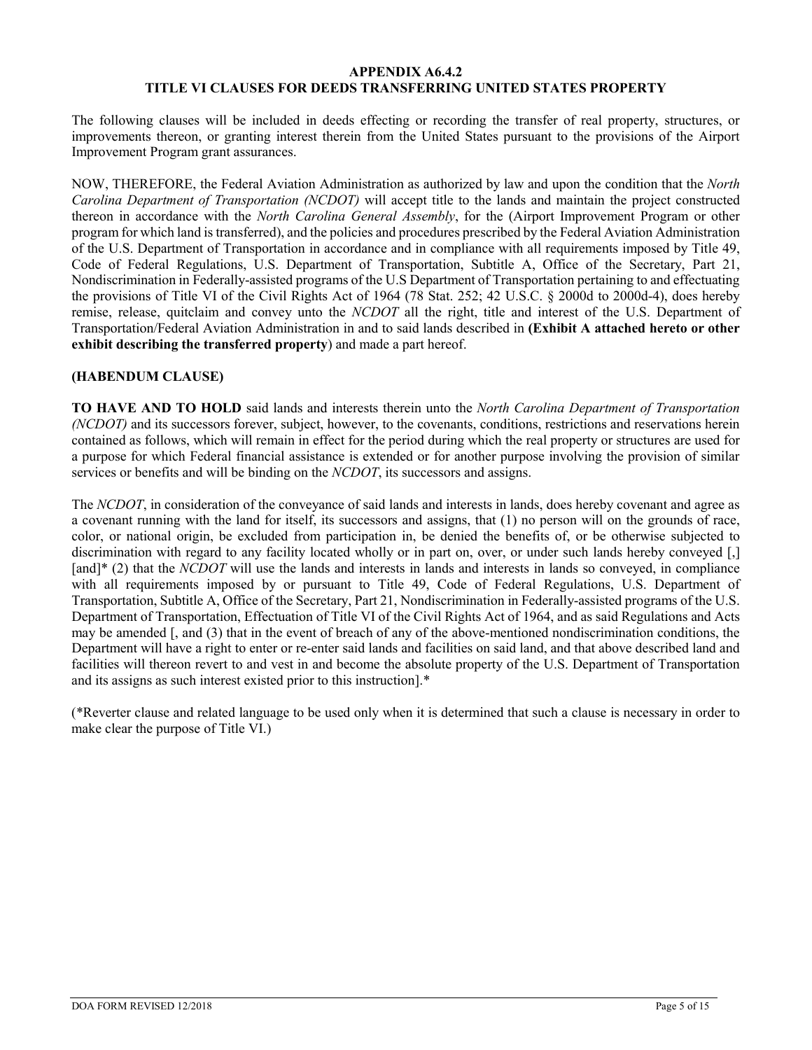## APPENDIX A6.4.2
## TITLE VI CLAUSES FOR DEEDS TRANSFERRING UNITED STATES PROPERTY

The following clauses will be included in deeds effecting or recording the transfer of real property, structures, or improvements thereon, or granting interest therein from the United States pursuant to the provisions of the Airport Improvement Program grant assurances.

NOW, THEREFORE, the Federal Aviation Administration as authorized by law and upon the condition that the *North Carolina Department of Transportation (NCDOT)* will accept title to the lands and maintain the project constructed thereon in accordance with the *North Carolina General Assembly*, for the (Airport Improvement Program or other program for which land is transferred), and the policies and procedures prescribed by the Federal Aviation Administration of the U.S. Department of Transportation in accordance and in compliance with all requirements imposed by Title 49, Code of Federal Regulations, U.S. Department of Transportation, Subtitle A, Office of the Secretary, Part 21, Nondiscrimination in Federally-assisted programs of the U.S Department of Transportation pertaining to and effectuating the provisions of Title VI of the Civil Rights Act of 1964 (78 Stat. 252; 42 U.S.C. § 2000d to 2000d-4), does hereby remise, release, quitclaim and convey unto the *NCDOT* all the right, title and interest of the U.S. Department of Transportation/Federal Aviation Administration in and to said lands described in **(Exhibit A attached hereto or other exhibit describing the transferred property**) and made a part hereof.

**(HABENDUM CLAUSE)**

**TO HAVE AND TO HOLD** said lands and interests therein unto the *North Carolina Department of Transportation (NCDOT)* and its successors forever, subject, however, to the covenants, conditions, restrictions and reservations herein contained as follows, which will remain in effect for the period during which the real property or structures are used for a purpose for which Federal financial assistance is extended or for another purpose involving the provision of similar services or benefits and will be binding on the *NCDOT*, its successors and assigns.

The *NCDOT*, in consideration of the conveyance of said lands and interests in lands, does hereby covenant and agree as a covenant running with the land for itself, its successors and assigns, that (1) no person will on the grounds of race, color, or national origin, be excluded from participation in, be denied the benefits of, or be otherwise subjected to discrimination with regard to any facility located wholly or in part on, over, or under such lands hereby conveyed [,] [and]* (2) that the *NCDOT* will use the lands and interests in lands and interests in lands so conveyed, in compliance with all requirements imposed by or pursuant to Title 49, Code of Federal Regulations, U.S. Department of Transportation, Subtitle A, Office of the Secretary, Part 21, Nondiscrimination in Federally-assisted programs of the U.S. Department of Transportation, Effectuation of Title VI of the Civil Rights Act of 1964, and as said Regulations and Acts may be amended [, and (3) that in the event of breach of any of the above-mentioned nondiscrimination conditions, the Department will have a right to enter or re-enter said lands and facilities on said land, and that above described land and facilities will thereon revert to and vest in and become the absolute property of the U.S. Department of Transportation and its assigns as such interest existed prior to this instruction].*

(*Reverter clause and related language to be used only when it is determined that such a clause is necessary in order to make clear the purpose of Title VI.)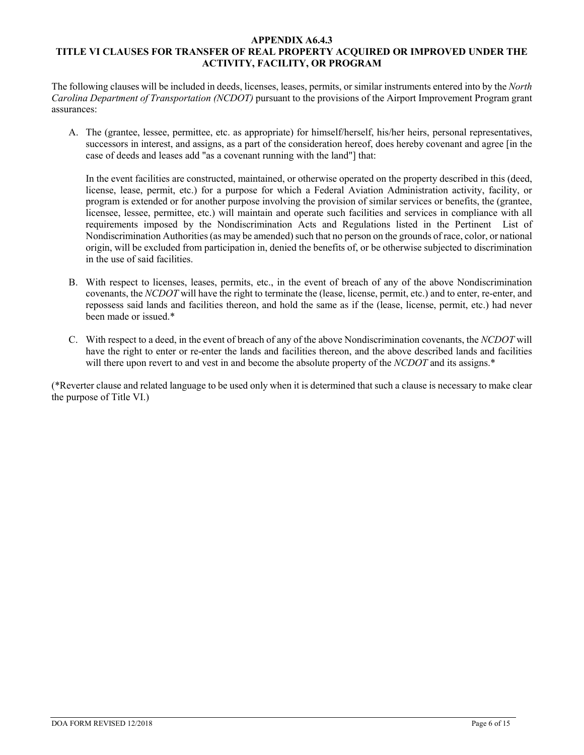**APPENDIX A6.4.3**
**TITLE VI CLAUSES FOR TRANSFER OF REAL PROPERTY ACQUIRED OR IMPROVED UNDER THE ACTIVITY, FACILITY, OR PROGRAM**

The following clauses will be included in deeds, licenses, leases, permits, or similar instruments entered into by the *North Carolina Department of Transportation (NCDOT)* pursuant to the provisions of the Airport Improvement Program grant assurances:

A. The (grantee, lessee, permittee, etc. as appropriate) for himself/herself, his/her heirs, personal representatives, successors in interest, and assigns, as a part of the consideration hereof, does hereby covenant and agree [in the case of deeds and leases add "as a covenant running with the land"] that:

   In the event facilities are constructed, maintained, or otherwise operated on the property described in this (deed, license, lease, permit, etc.) for a purpose for which a Federal Aviation Administration activity, facility, or program is extended or for another purpose involving the provision of similar services or benefits, the (grantee, licensee, lessee, permittee, etc.) will maintain and operate such facilities and services in compliance with all requirements imposed by the Nondiscrimination Acts and Regulations listed in the Pertinent List of Nondiscrimination Authorities (as may be amended) such that no person on the grounds of race, color, or national origin, will be excluded from participation in, denied the benefits of, or be otherwise subjected to discrimination in the use of said facilities.

B. With respect to licenses, leases, permits, etc., in the event of breach of any of the above Nondiscrimination covenants, the *NCDOT* will have the right to terminate the (lease, license, permit, etc.) and to enter, re-enter, and repossess said lands and facilities thereon, and hold the same as if the (lease, license, permit, etc.) had never been made or issued.*

C. With respect to a deed, in the event of breach of any of the above Nondiscrimination covenants, the *NCDOT* will have the right to enter or re-enter the lands and facilities thereon, and the above described lands and facilities will there upon revert to and vest in and become the absolute property of the *NCDOT* and its assigns.*

(*Reverter clause and related language to be used only when it is determined that such a clause is necessary to make clear the purpose of Title VI.)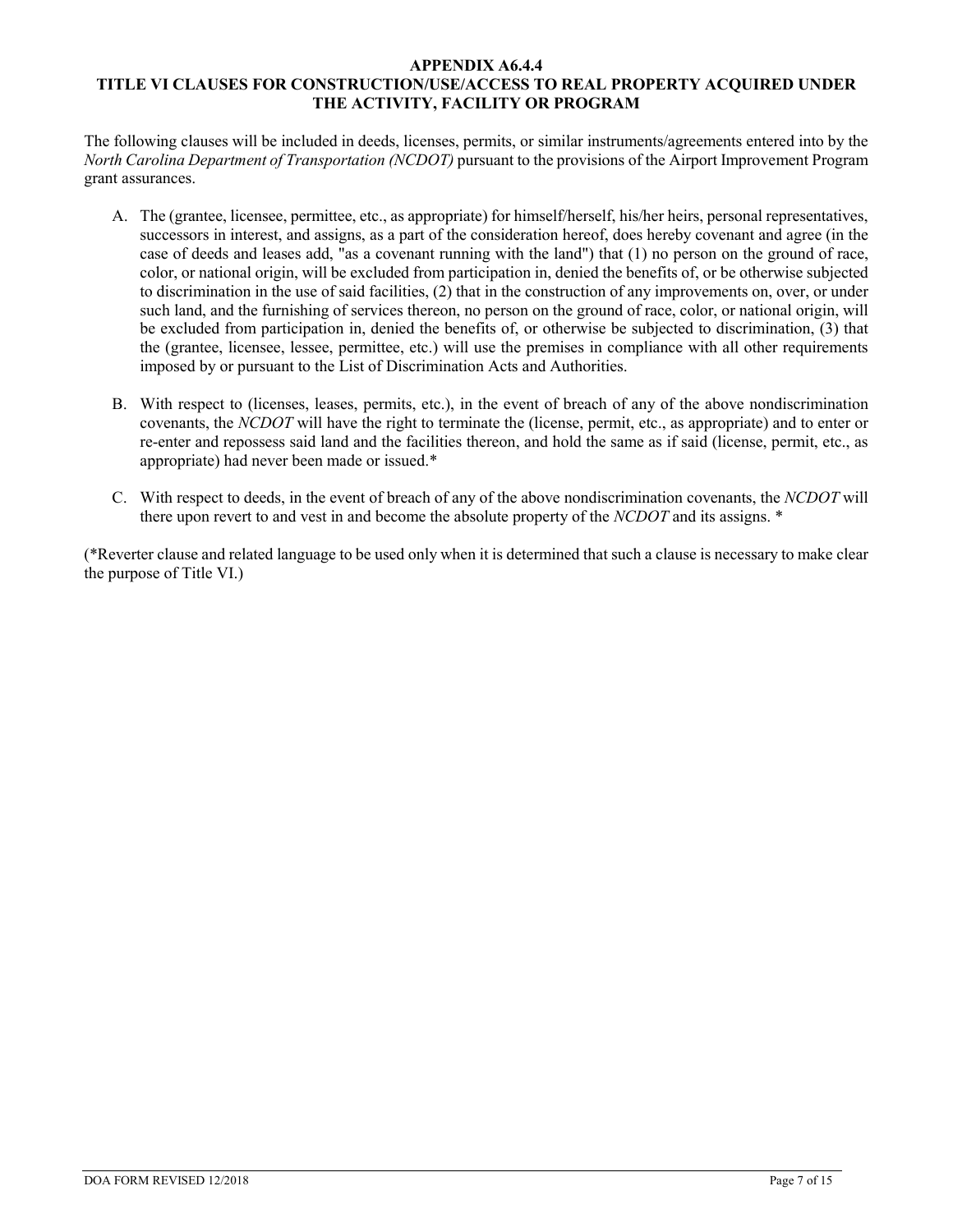# APPENDIX A6.4.4
# TITLE VI CLAUSES FOR CONSTRUCTION/USE/ACCESS TO REAL PROPERTY ACQUIRED UNDER THE ACTIVITY, FACILITY OR PROGRAM

The following clauses will be included in deeds, licenses, permits, or similar instruments/agreements entered into by the *North Carolina Department of Transportation (NCDOT)* pursuant to the provisions of the Airport Improvement Program grant assurances.

A. The (grantee, licensee, permittee, etc., as appropriate) for himself/herself, his/her heirs, personal representatives, successors in interest, and assigns, as a part of the consideration hereof, does hereby covenant and agree (in the case of deeds and leases add, "as a covenant running with the land") that (1) no person on the ground of race, color, or national origin, will be excluded from participation in, denied the benefits of, or be otherwise subjected to discrimination in the use of said facilities, (2) that in the construction of any improvements on, over, or under such land, and the furnishing of services thereon, no person on the ground of race, color, or national origin, will be excluded from participation in, denied the benefits of, or otherwise be subjected to discrimination, (3) that the (grantee, licensee, lessee, permittee, etc.) will use the premises in compliance with all other requirements imposed by or pursuant to the List of Discrimination Acts and Authorities.

B. With respect to (licenses, leases, permits, etc.), in the event of breach of any of the above nondiscrimination covenants, the *NCDOT* will have the right to terminate the (license, permit, etc., as appropriate) and to enter or re-enter and repossess said land and the facilities thereon, and hold the same as if said (license, permit, etc., as appropriate) had never been made or issued.*

C. With respect to deeds, in the event of breach of any of the above nondiscrimination covenants, the *NCDOT* will there upon revert to and vest in and become the absolute property of the *NCDOT* and its assigns. *

(*Reverter clause and related language to be used only when it is determined that such a clause is necessary to make clear the purpose of Title VI.)

DOA FORM REVISED 12/2018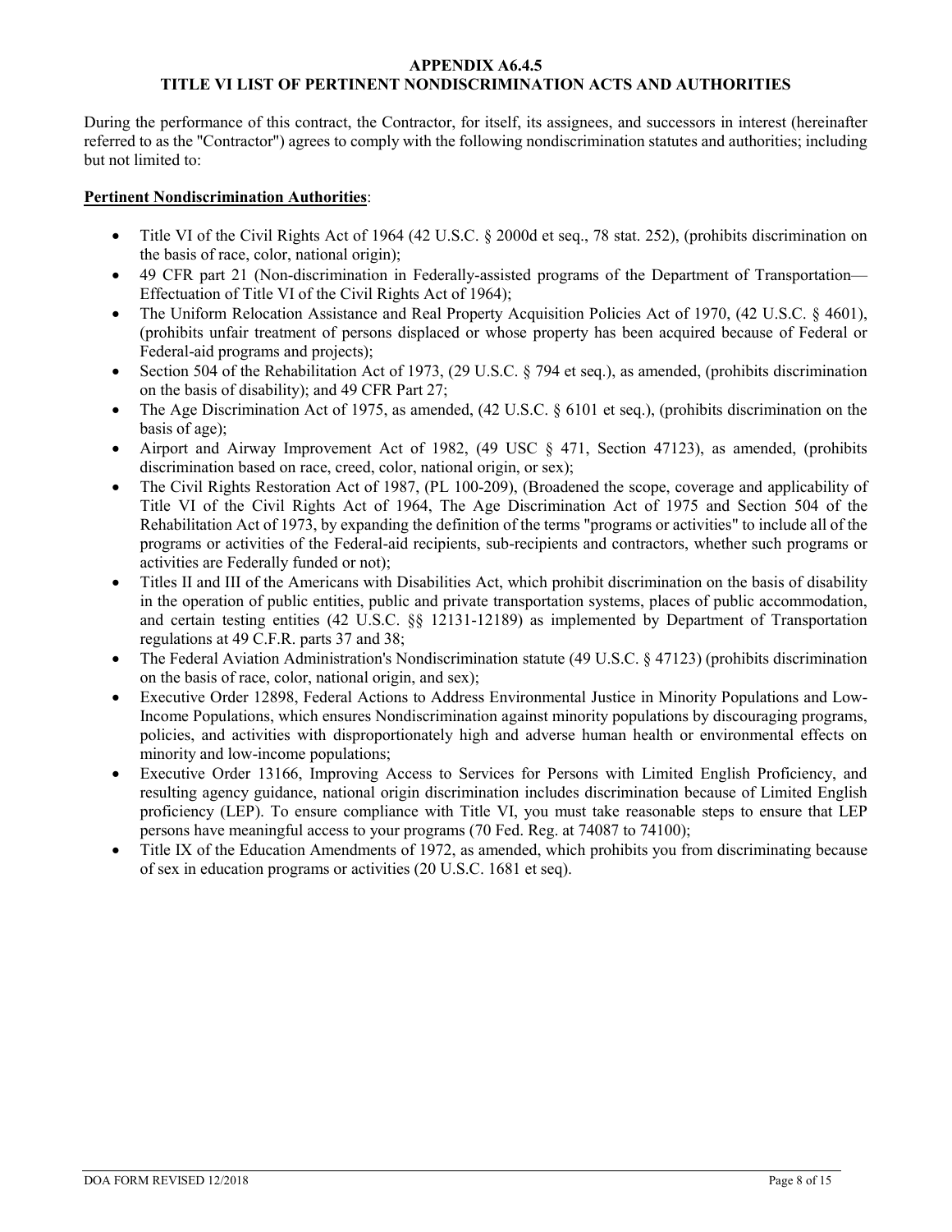## APPENDIX A6.4.5
## TITLE VI LIST OF PERTINENT NONDISCRIMINATION ACTS AND AUTHORITIES

During the performance of this contract, the Contractor, for itself, its assignees, and successors in interest (hereinafter referred to as the "Contractor") agrees to comply with the following nondiscrimination statutes and authorities; including but not limited to:

**Pertinent Nondiscrimination Authorities**:

- Title VI of the Civil Rights Act of 1964 (42 U.S.C. § 2000d et seq., 78 stat. 252), (prohibits discrimination on the basis of race, color, national origin);
- 49 CFR part 21 (Non-discrimination in Federally-assisted programs of the Department of Transportation—Effectuation of Title VI of the Civil Rights Act of 1964);
- The Uniform Relocation Assistance and Real Property Acquisition Policies Act of 1970, (42 U.S.C. § 4601), (prohibits unfair treatment of persons displaced or whose property has been acquired because of Federal or Federal-aid programs and projects);
- Section 504 of the Rehabilitation Act of 1973, (29 U.S.C. § 794 et seq.), as amended, (prohibits discrimination on the basis of disability); and 49 CFR Part 27;
- The Age Discrimination Act of 1975, as amended, (42 U.S.C. § 6101 et seq.), (prohibits discrimination on the basis of age);
- Airport and Airway Improvement Act of 1982, (49 USC § 471, Section 47123), as amended, (prohibits discrimination based on race, creed, color, national origin, or sex);
- The Civil Rights Restoration Act of 1987, (PL 100-209), (Broadened the scope, coverage and applicability of Title VI of the Civil Rights Act of 1964, The Age Discrimination Act of 1975 and Section 504 of the Rehabilitation Act of 1973, by expanding the definition of the terms "programs or activities" to include all of the programs or activities of the Federal-aid recipients, sub-recipients and contractors, whether such programs or activities are Federally funded or not);
- Titles II and III of the Americans with Disabilities Act, which prohibit discrimination on the basis of disability in the operation of public entities, public and private transportation systems, places of public accommodation, and certain testing entities (42 U.S.C. §§ 12131-12189) as implemented by Department of Transportation regulations at 49 C.F.R. parts 37 and 38;
- The Federal Aviation Administration's Nondiscrimination statute (49 U.S.C. § 47123) (prohibits discrimination on the basis of race, color, national origin, and sex);
- Executive Order 12898, Federal Actions to Address Environmental Justice in Minority Populations and Low-Income Populations, which ensures Nondiscrimination against minority populations by discouraging programs, policies, and activities with disproportionately high and adverse human health or environmental effects on minority and low-income populations;
- Executive Order 13166, Improving Access to Services for Persons with Limited English Proficiency, and resulting agency guidance, national origin discrimination includes discrimination because of Limited English proficiency (LEP). To ensure compliance with Title VI, you must take reasonable steps to ensure that LEP persons have meaningful access to your programs (70 Fed. Reg. at 74087 to 74100);
- Title IX of the Education Amendments of 1972, as amended, which prohibits you from discriminating because of sex in education programs or activities (20 U.S.C. 1681 et seq).

DOA FORM REVISED 12/2018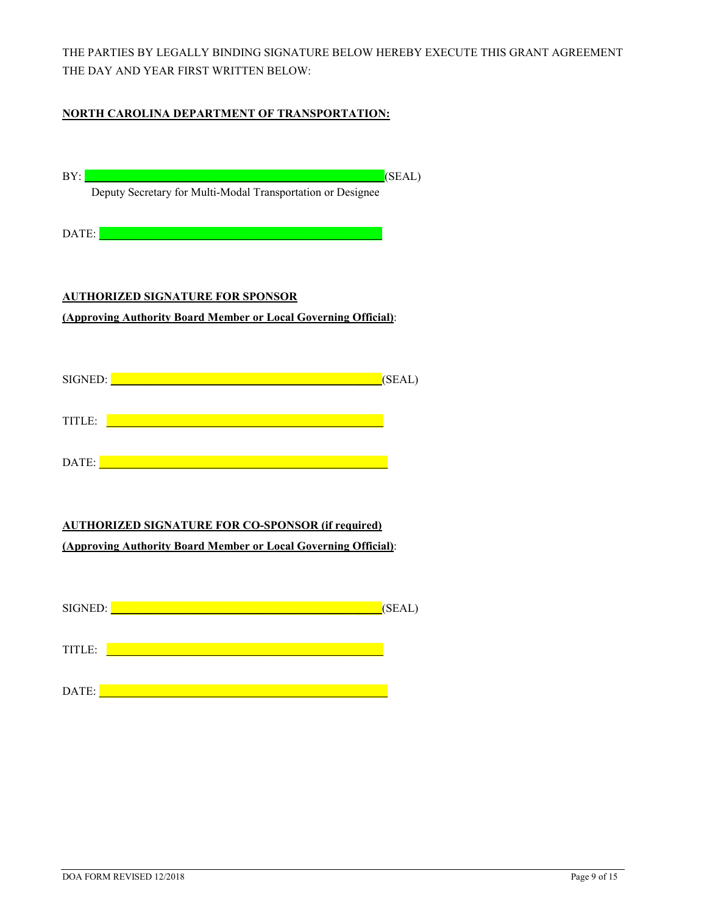THE PARTIES BY LEGALLY BINDING SIGNATURE BELOW HEREBY EXECUTE THIS GRANT AGREEMENT THE DAY AND YEAR FIRST WRITTEN BELOW:

**NORTH CAROLINA DEPARTMENT OF TRANSPORTATION:**

BY: ______________________________________________(SEAL)
Deputy Secretary for Multi-Modal Transportation or Designee

DATE: ______________________________________________

**AUTHORIZED SIGNATURE FOR SPONSOR**
**(Approving Authority Board Member or Local Governing Official)**:

SIGNED: ______________________________________________(SEAL)

TITLE: ______________________________________________

DATE: ______________________________________________

**AUTHORIZED SIGNATURE FOR CO-SPONSOR (if required)**
**(Approving Authority Board Member or Local Governing Official)**:

SIGNED: ______________________________________________(SEAL)

TITLE: ______________________________________________

DATE: ______________________________________________

DOA FORM REVISED 12/2018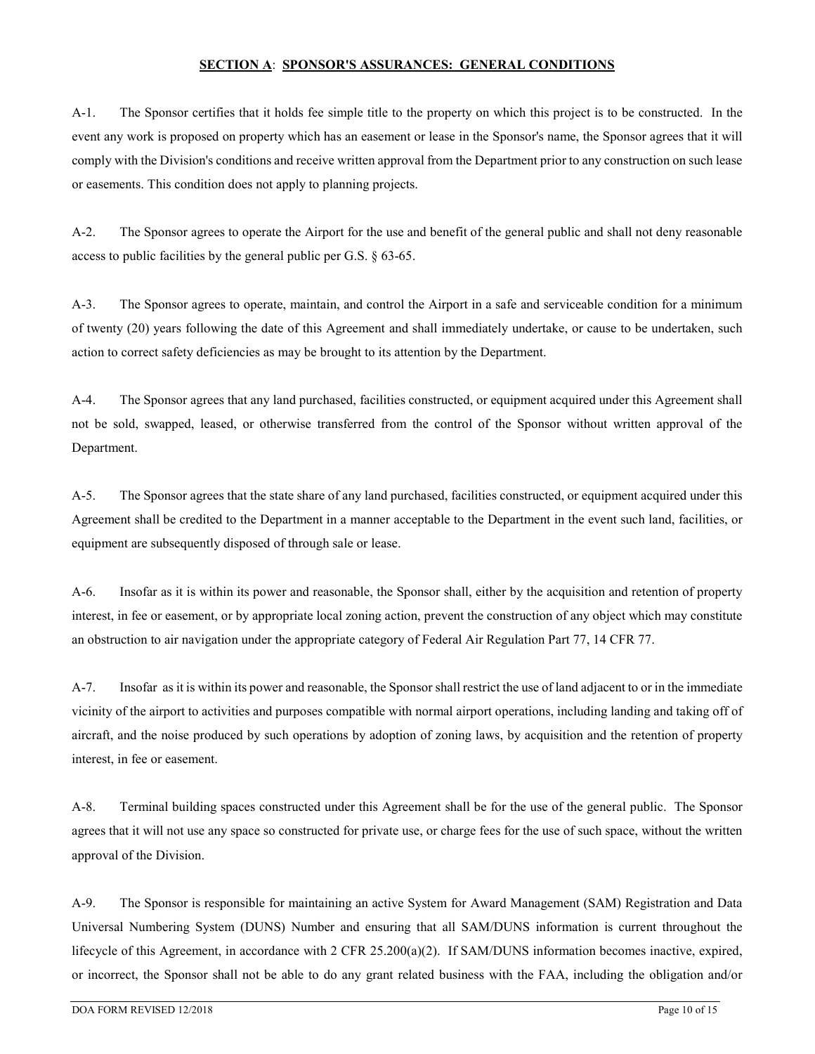## SECTION A: SPONSOR'S ASSURANCES: GENERAL CONDITIONS

A-1. The Sponsor certifies that it holds fee simple title to the property on which this project is to be constructed. In the event any work is proposed on property which has an easement or lease in the Sponsor's name, the Sponsor agrees that it will comply with the Division's conditions and receive written approval from the Department prior to any construction on such lease or easements. This condition does not apply to planning projects.

A-2. The Sponsor agrees to operate the Airport for the use and benefit of the general public and shall not deny reasonable access to public facilities by the general public per G.S. § 63-65.

A-3. The Sponsor agrees to operate, maintain, and control the Airport in a safe and serviceable condition for a minimum of twenty (20) years following the date of this Agreement and shall immediately undertake, or cause to be undertaken, such action to correct safety deficiencies as may be brought to its attention by the Department.

A-4. The Sponsor agrees that any land purchased, facilities constructed, or equipment acquired under this Agreement shall not be sold, swapped, leased, or otherwise transferred from the control of the Sponsor without written approval of the Department.

A-5. The Sponsor agrees that the state share of any land purchased, facilities constructed, or equipment acquired under this Agreement shall be credited to the Department in a manner acceptable to the Department in the event such land, facilities, or equipment are subsequently disposed of through sale or lease.

A-6. Insofar as it is within its power and reasonable, the Sponsor shall, either by the acquisition and retention of property interest, in fee or easement, or by appropriate local zoning action, prevent the construction of any object which may constitute an obstruction to air navigation under the appropriate category of Federal Air Regulation Part 77, 14 CFR 77.

A-7. Insofar as it is within its power and reasonable, the Sponsor shall restrict the use of land adjacent to or in the immediate vicinity of the airport to activities and purposes compatible with normal airport operations, including landing and taking off of aircraft, and the noise produced by such operations by adoption of zoning laws, by acquisition and the retention of property interest, in fee or easement.

A-8. Terminal building spaces constructed under this Agreement shall be for the use of the general public. The Sponsor agrees that it will not use any space so constructed for private use, or charge fees for the use of such space, without the written approval of the Division.

A-9. The Sponsor is responsible for maintaining an active System for Award Management (SAM) Registration and Data Universal Numbering System (DUNS) Number and ensuring that all SAM/DUNS information is current throughout the lifecycle of this Agreement, in accordance with 2 CFR 25.200(a)(2). If SAM/DUNS information becomes inactive, expired, or incorrect, the Sponsor shall not be able to do any grant related business with the FAA, including the obligation and/or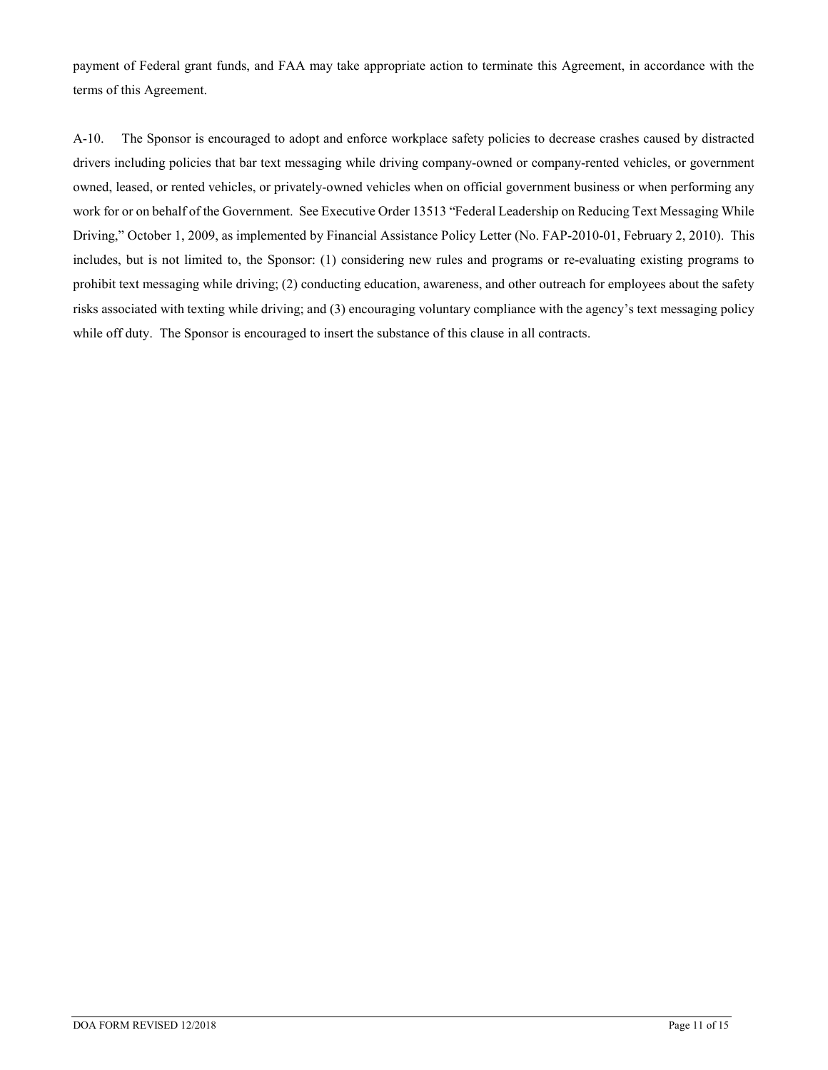payment of Federal grant funds, and FAA may take appropriate action to terminate this Agreement, in accordance with the terms of this Agreement.

A-10. The Sponsor is encouraged to adopt and enforce workplace safety policies to decrease crashes caused by distracted drivers including policies that bar text messaging while driving company-owned or company-rented vehicles, or government owned, leased, or rented vehicles, or privately-owned vehicles when on official government business or when performing any work for or on behalf of the Government. See Executive Order 13513 "Federal Leadership on Reducing Text Messaging While Driving," October 1, 2009, as implemented by Financial Assistance Policy Letter (No. FAP-2010-01, February 2, 2010). This includes, but is not limited to, the Sponsor: (1) considering new rules and programs or re-evaluating existing programs to prohibit text messaging while driving; (2) conducting education, awareness, and other outreach for employees about the safety risks associated with texting while driving; and (3) encouraging voluntary compliance with the agency's text messaging policy while off duty. The Sponsor is encouraged to insert the substance of this clause in all contracts.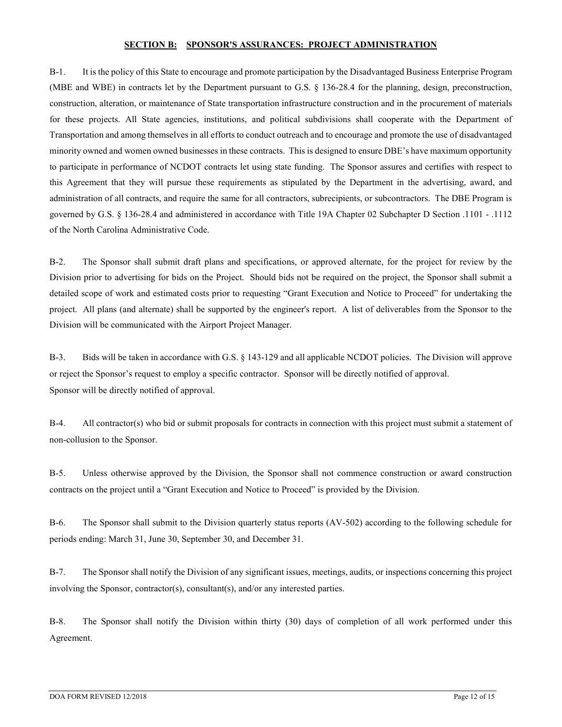## SECTION B: SPONSOR'S ASSURANCES: PROJECT ADMINISTRATION

B-1. It is the policy of this State to encourage and promote participation by the Disadvantaged Business Enterprise Program (MBE and WBE) in contracts let by the Department pursuant to G.S. § 136-28.4 for the planning, design, preconstruction, construction, alteration, or maintenance of State transportation infrastructure construction and in the procurement of materials for these projects. All State agencies, institutions, and political subdivisions shall cooperate with the Department of Transportation and among themselves in all efforts to conduct outreach and to encourage and promote the use of disadvantaged minority owned and women owned businesses in these contracts. This is designed to ensure DBE's have maximum opportunity to participate in performance of NCDOT contracts let using state funding. The Sponsor assures and certifies with respect to this Agreement that they will pursue these requirements as stipulated by the Department in the advertising, award, and administration of all contracts, and require the same for all contractors, subrecipients, or subcontractors. The DBE Program is governed by G.S. § 136-28.4 and administered in accordance with Title 19A Chapter 02 Subchapter D Section .1101 - .1112 of the North Carolina Administrative Code.

B-2. The Sponsor shall submit draft plans and specifications, or approved alternate, for the project for review by the Division prior to advertising for bids on the Project. Should bids not be required on the project, the Sponsor shall submit a detailed scope of work and estimated costs prior to requesting "Grant Execution and Notice to Proceed" for undertaking the project. All plans (and alternate) shall be supported by the engineer's report. A list of deliverables from the Sponsor to the Division will be communicated with the Airport Project Manager.

B-3. Bids will be taken in accordance with G.S. § 143-129 and all applicable NCDOT policies. The Division will approve or reject the Sponsor's request to employ a specific contractor. Sponsor will be directly notified of approval.
Sponsor will be directly notified of approval.

B-4. All contractor(s) who bid or submit proposals for contracts in connection with this project must submit a statement of non-collusion to the Sponsor.

B-5. Unless otherwise approved by the Division, the Sponsor shall not commence construction or award construction contracts on the project until a "Grant Execution and Notice to Proceed" is provided by the Division.

B-6. The Sponsor shall submit to the Division quarterly status reports (AV-502) according to the following schedule for periods ending: March 31, June 30, September 30, and December 31.

B-7. The Sponsor shall notify the Division of any significant issues, meetings, audits, or inspections concerning this project involving the Sponsor, contractor(s), consultant(s), and/or any interested parties.

B-8. The Sponsor shall notify the Division within thirty (30) days of completion of all work performed under this Agreement.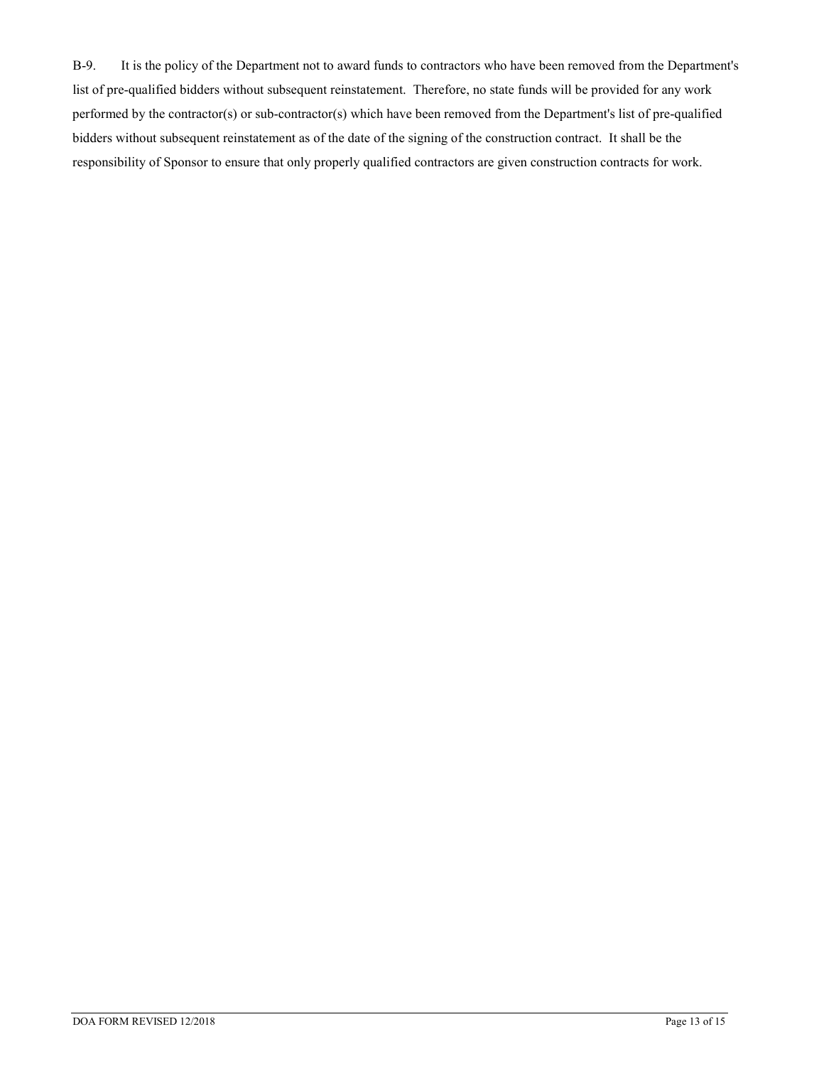B-9. It is the policy of the Department not to award funds to contractors who have been removed from the Department's list of pre-qualified bidders without subsequent reinstatement. Therefore, no state funds will be provided for any work performed by the contractor(s) or sub-contractor(s) which have been removed from the Department's list of pre-qualified bidders without subsequent reinstatement as of the date of the signing of the construction contract. It shall be the responsibility of Sponsor to ensure that only properly qualified contractors are given construction contracts for work.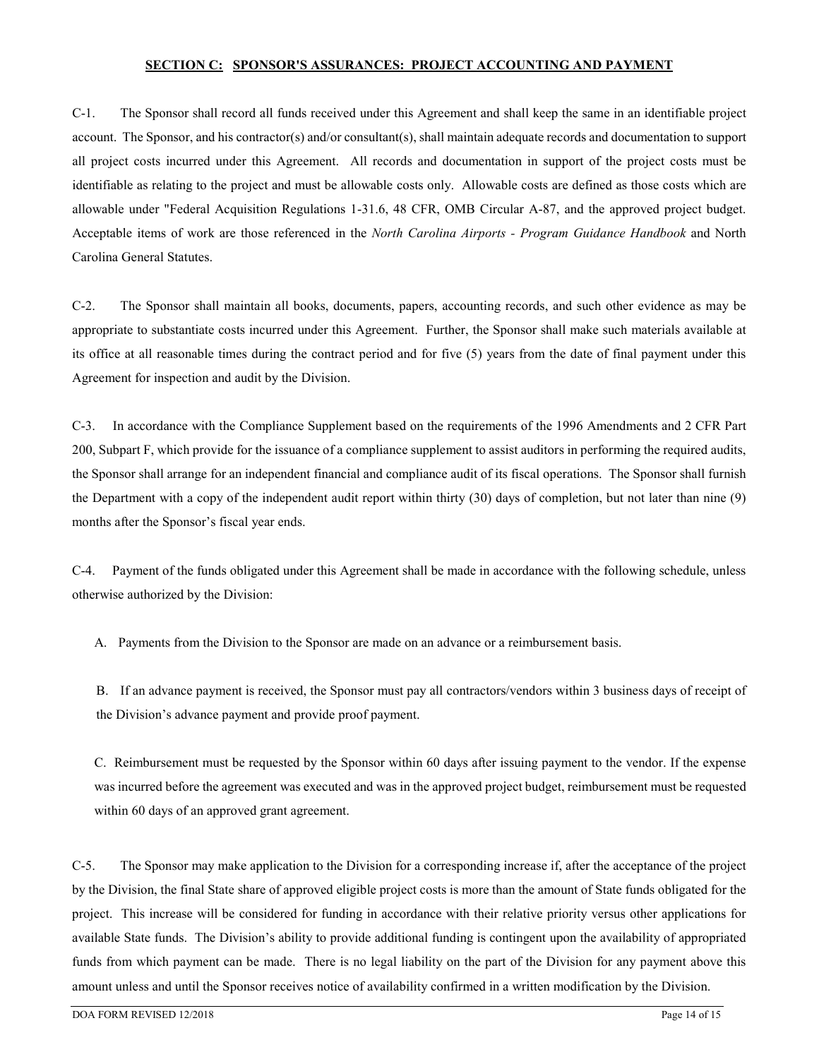## SECTION C: SPONSOR'S ASSURANCES: PROJECT ACCOUNTING AND PAYMENT

C-1. The Sponsor shall record all funds received under this Agreement and shall keep the same in an identifiable project account. The Sponsor, and his contractor(s) and/or consultant(s), shall maintain adequate records and documentation to support all project costs incurred under this Agreement. All records and documentation in support of the project costs must be identifiable as relating to the project and must be allowable costs only. Allowable costs are defined as those costs which are allowable under "Federal Acquisition Regulations 1-31.6, 48 CFR, OMB Circular A-87, and the approved project budget. Acceptable items of work are those referenced in the *North Carolina Airports - Program Guidance Handbook* and North Carolina General Statutes.

C-2. The Sponsor shall maintain all books, documents, papers, accounting records, and such other evidence as may be appropriate to substantiate costs incurred under this Agreement. Further, the Sponsor shall make such materials available at its office at all reasonable times during the contract period and for five (5) years from the date of final payment under this Agreement for inspection and audit by the Division.

C-3. In accordance with the Compliance Supplement based on the requirements of the 1996 Amendments and 2 CFR Part 200, Subpart F, which provide for the issuance of a compliance supplement to assist auditors in performing the required audits, the Sponsor shall arrange for an independent financial and compliance audit of its fiscal operations. The Sponsor shall furnish the Department with a copy of the independent audit report within thirty (30) days of completion, but not later than nine (9) months after the Sponsor's fiscal year ends.

C-4. Payment of the funds obligated under this Agreement shall be made in accordance with the following schedule, unless otherwise authorized by the Division:

A. Payments from the Division to the Sponsor are made on an advance or a reimbursement basis.

B. If an advance payment is received, the Sponsor must pay all contractors/vendors within 3 business days of receipt of the Division's advance payment and provide proof payment.

C. Reimbursement must be requested by the Sponsor within 60 days after issuing payment to the vendor. If the expense was incurred before the agreement was executed and was in the approved project budget, reimbursement must be requested within 60 days of an approved grant agreement.

C-5. The Sponsor may make application to the Division for a corresponding increase if, after the acceptance of the project by the Division, the final State share of approved eligible project costs is more than the amount of State funds obligated for the project. This increase will be considered for funding in accordance with their relative priority versus other applications for available State funds. The Division's ability to provide additional funding is contingent upon the availability of appropriated funds from which payment can be made. There is no legal liability on the part of the Division for any payment above this amount unless and until the Sponsor receives notice of availability confirmed in a written modification by the Division.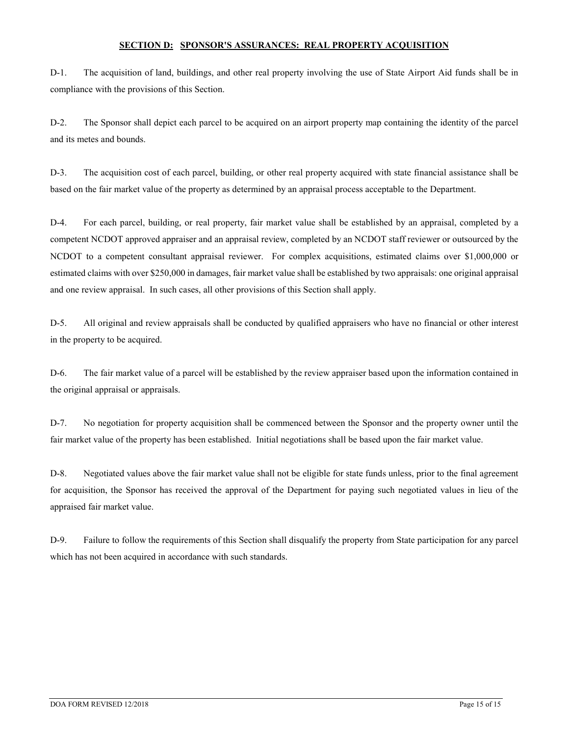## SECTION D: SPONSOR'S ASSURANCES: REAL PROPERTY ACQUISITION

D-1. The acquisition of land, buildings, and other real property involving the use of State Airport Aid funds shall be in compliance with the provisions of this Section.

D-2. The Sponsor shall depict each parcel to be acquired on an airport property map containing the identity of the parcel and its metes and bounds.

D-3. The acquisition cost of each parcel, building, or other real property acquired with state financial assistance shall be based on the fair market value of the property as determined by an appraisal process acceptable to the Department.

D-4. For each parcel, building, or real property, fair market value shall be established by an appraisal, completed by a competent NCDOT approved appraiser and an appraisal review, completed by an NCDOT staff reviewer or outsourced by the NCDOT to a competent consultant appraisal reviewer. For complex acquisitions, estimated claims over $1,000,000 or estimated claims with over $250,000 in damages, fair market value shall be established by two appraisals: one original appraisal and one review appraisal. In such cases, all other provisions of this Section shall apply.

D-5. All original and review appraisals shall be conducted by qualified appraisers who have no financial or other interest in the property to be acquired.

D-6. The fair market value of a parcel will be established by the review appraiser based upon the information contained in the original appraisal or appraisals.

D-7. No negotiation for property acquisition shall be commenced between the Sponsor and the property owner until the fair market value of the property has been established. Initial negotiations shall be based upon the fair market value.

D-8. Negotiated values above the fair market value shall not be eligible for state funds unless, prior to the final agreement for acquisition, the Sponsor has received the approval of the Department for paying such negotiated values in lieu of the appraised fair market value.

D-9. Failure to follow the requirements of this Section shall disqualify the property from State participation for any parcel which has not been acquired in accordance with such standards.

DOA FORM REVISED 12/2018